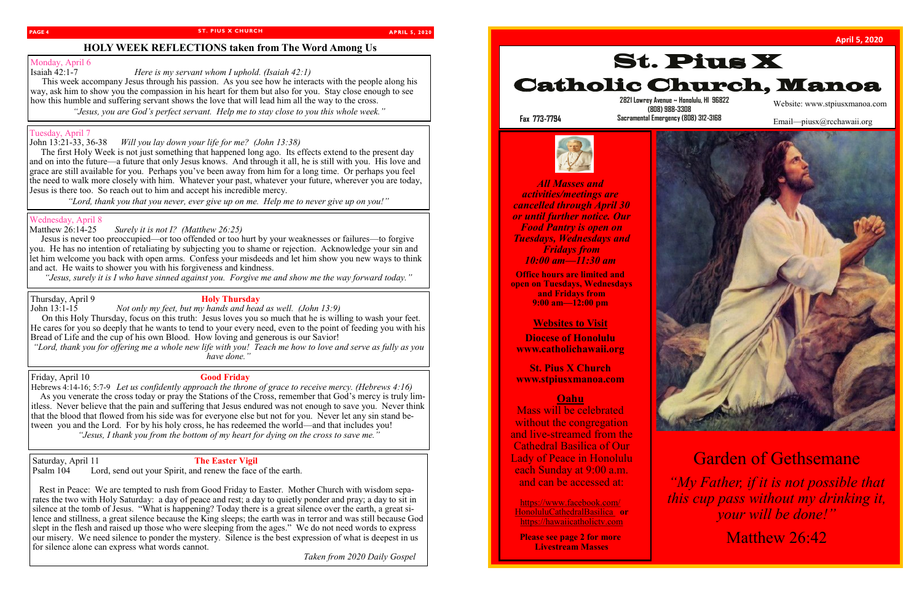## HOLY WEEK REFLECTIONS taken from The Word Among Us

Monday, April 6

Isaiah 42:1-7 *Here is my servant whom I uphold. (Isaiah 42:1)*

This week accompany Jesus through his passion. As you see how he interacts with the people along his way, ask him to show you the compassion in his heart for them but also for you. Stay close enough to see how this humble and suffering servant shows the love that will lead him all the way to the cross.

*"Jesus, you are God's perfect servant. Help me to stay close to you this whole week."*

Tuesday, April 7

John 13:21-33, 36-38 *Will you lay down your life for me? (John 13:38)*

The first Holy Week is not just something that happened long ago. Its effects extend to the present day and on into the future—a future that only Jesus knows. And through it all, he is still with you. His love and grace are still available for you. Perhaps you've been away from him for a long time. Or perhaps you feel the need to walk more closely with him. Whatever your past, whatever your future, wherever you are today, Jesus is there too. So reach out to him and accept his incredible mercy.

*"Lord, thank you that you never, ever give up on me. Help me to never give up on you!"*

Wednesday, April 8

Matthew 26:14-25 *Surely it is not I? (Matthew 26:25)*

Jesus is never too preoccupied—or too offended or too hurt by your weaknesses or failures—to forgive you. He has no intention of retaliating by subjecting you to shame or rejection. Acknowledge your sin and let him welcome you back with open arms. Confess your misdeeds and let him show you new ways to think and act. He waits to shower you with his forgiveness and kindness.

*"Jesus, surely it is I who have sinned against you. Forgive me and show me the way forward today."*

Thursday, April 9 **Holy Thursday**

John 13:1-15 *Not only my feet, but my hands and head as well. (John 13:9)*

On this Holy Thursday, focus on this truth: Jesus loves you so much that he is willing to wash your feet. He cares for you so deeply that he wants to tend to your every need, even to the point of feeding you with his Bread of Life and the cup of his own Blood. How loving and generous is our Savior!

*"Lord, thank you for offering me a whole new life with you! Teach me how to love and serve as fully as you have done."*

Friday, April 10 **Good Friday**

Hebrews 4:14-16; 5:7-9 *Let us confidently approach the throne of grace to receive mercy. (Hebrews 4:16)*

As you venerate the cross today or pray the Stations of the Cross, remember that God's mercy is truly limitless. Never believe that the pain and suffering that Jesus endured was not enough to save you. Never think that the blood that flowed from his side was for everyone else but not for you. Never let any sin stand between you and the Lord. For by his holy cross, he has redeemed the world—and that includes you!

*"Jesus, I thank you from the bottom of my heart for dying on the cross to save me."*

Saturday, April 11 **The Easter Vigil**

Psalm 104 Lord, send out your Spirit, and renew the face of the earth.

Rest in Peace: We are tempted to rush from Good Friday to Easter. Mother Church with wisdom separates the two with Holy Saturday: a day of peace and rest; a day to quietly ponder and pray; a day to sit in silence at the tomb of Jesus. "What is happening? Today there is a great silence over the earth, a great silence and stillness, a great silence because the King sleeps; the earth was in terror and was still because God slept in the flesh and raised up those who were sleeping from the ages." We do not need words to express our misery. We need silence to ponder the mystery. Silence is the best expression of what is deepest in us for silence alone can express what words cannot.

*Taken from 2020 Daily Gospel*

April 5, 2020

# St. Pius X Catholic Church, Manoa

2821 Lowrey Avenue ~ Honolulu, HI 96822
(808) 988-3308
Sacramental Emergency (808) 312-3168

Fax 773-7794

Website: www.stpiusxmanoa.com

Email—piusx@rcchawaii.org

***All Masses and activities/meetings are cancelled through April 30 or until further notice. Our Food Pantry is open on Tuesdays, Wednesdays and Fridays from 10:00 am—11:30 am***

**Office hours are limited and open on Tuesdays, Wednesdays and Fridays from 9:00 am—12:00 pm**

**Websites to Visit**

**Diocese of Honolulu**
**www.catholichawaii.org**

**St. Pius X Church**
**www.stpiusxmanoa.com**

**Oahu**

Mass will be celebrated without the congregation and live-streamed from the Cathedral Basilica of Our Lady of Peace in Honolulu each Sunday at 9:00 a.m. and can be accessed at:

https://www.facebook.com/HonoluluCathedralBasilica **or** https://hawaiicatholictv.com

**Please see page 2 for more Livestream Masses**

## Garden of Gethsemane

*"My Father, if it is not possible that this cup pass without my drinking it, your will be done!"*

Matthew 26:42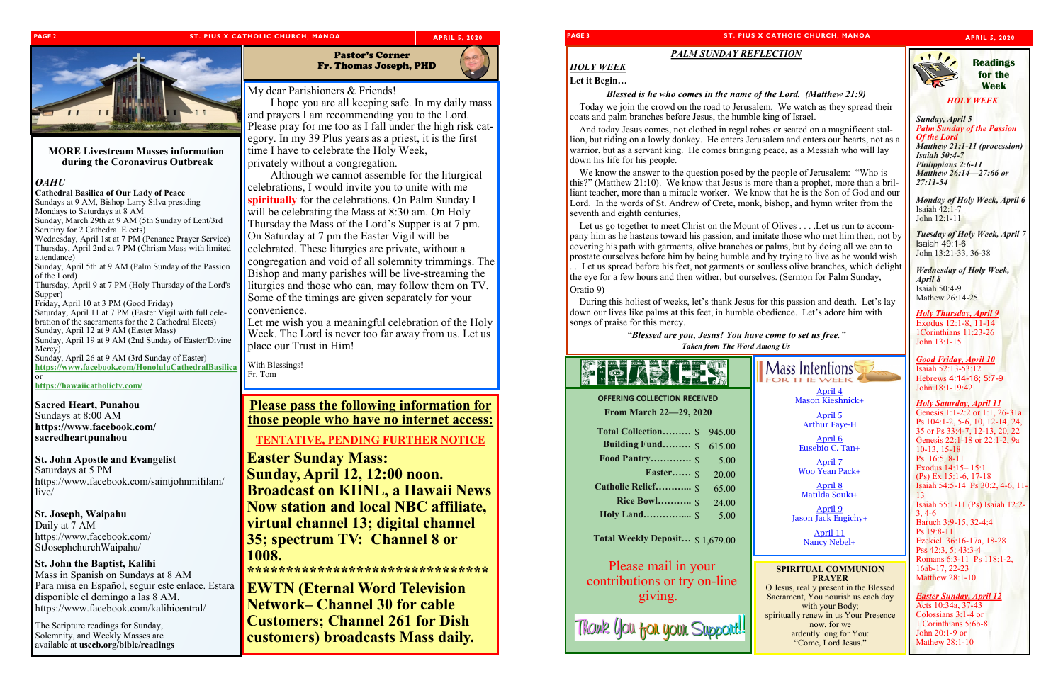## MORE Livestream Masses information during the Coronavirus Outbreak

### *OAHU*

**Cathedral Basilica of Our Lady of Peace**
Sundays at 9 AM, Bishop Larry Silva presiding
Mondays to Saturdays at 8 AM
Sunday, March 29th at 9 AM (5th Sunday of Lent/3rd Scrutiny for 2 Cathedral Elects)
Wednesday, April 1st at 7 PM (Penance Prayer Service)
Thursday, April 2nd at 7 PM (Chrism Mass with limited attendance)
Sunday, April 5th at 9 AM (Palm Sunday of the Passion of the Lord)
Thursday, April 9 at 7 PM (Holy Thursday of the Lord's Supper)
Friday, April 10 at 3 PM (Good Friday)
Saturday, April 11 at 7 PM (Easter Vigil with full celebration of the sacraments for the 2 Cathedral Elects)
Sunday, April 12 at 9 AM (Easter Mass)
Sunday, April 19 at 9 AM (2nd Sunday of Easter/Divine Mercy)
Sunday, April 26 at 9 AM (3rd Sunday of Easter)
https://www.facebook.com/HonoluluCathedralBasilica
or
https://hawaiicatholictv.com/

**Sacred Heart, Punahou**
Sundays at 8:00 AM
**https://www.facebook.com/sacredheartpunahou**

**St. John Apostle and Evangelist**
Saturdays at 5 PM
https://www.facebook.com/saintjohnmililani/live/

**St. Joseph, Waipahu**
Daily at 7 AM
https://www.facebook.com/StJosephchurchWaipahu/

**St. John the Baptist, Kalihi**
Mass in Spanish on Sundays at 8 AM
Para misa en Español, seguir este enlace. Estará disponible el domingo a las 8 AM.
https://www.facebook.com/kalihicentral/

The Scripture readings for Sunday, Solemnity, and Weekly Masses are available at **usccb.org/bible/readings**

## Pastor's Corner
**Fr. Thomas Joseph, PHD**

My dear Parishioners & Friends!

I hope you are all keeping safe. In my daily mass and prayers I am recommending you to the Lord. Please pray for me too as I fall under the high risk category. In my 39 Plus years as a priest, it is the first time I have to celebrate the Holy Week, privately without a congregation.

Although we cannot assemble for the liturgical celebrations, I would invite you to unite with me **spiritually** for the celebrations. On Palm Sunday I will be celebrating the Mass at 8:30 am. On Holy Thursday the Mass of the Lord's Supper is at 7 pm. On Saturday at 7 pm the Easter Vigil will be celebrated. These liturgies are private, without a congregation and void of all solemnity trimmings. The Bishop and many parishes will be live-streaming the liturgies and those who can, may follow them on TV. Some of the timings are given separately for your convenience.

Let me wish you a meaningful celebration of the Holy Week. The Lord is never too far away from us. Let us place our Trust in Him!

With Blessings!
Fr. Tom

## Please pass the following information for those people who have no internet access:

**TENTATIVE, PENDING FURTHER NOTICE**

**Easter Sunday Mass: Sunday, April 12, 12:00 noon. Broadcast on KHNL, a Hawaii News Now station and local NBC affiliate, virtual channel 13; digital channel 35; spectrum TV: Channel 8 or 1008.**

**\*\*\*\*\*\*\*\*\*\*\*\*\*\*\*\*\*\*\*\*\*\*\*\*\*\*\*\*\*\*\***

**EWTN (Eternal Word Television Network– Channel 30 for cable Customers; Channel 261 for Dish customers) broadcasts Mass daily.**

## *PALM SUNDAY REFLECTION*

***HOLY WEEK***

**Let it Begin…**

***Blessed is he who comes in the name of the Lord. (Matthew 21:9)***

Today we join the crowd on the road to Jerusalem. We watch as they spread their coats and palm branches before Jesus, the humble king of Israel.

And today Jesus comes, not clothed in regal robes or seated on a magnificent stallion, but riding on a lowly donkey. He enters Jerusalem and enters our hearts, not as a warrior, but as a servant king. He comes bringing peace, as a Messiah who will lay down his life for his people.

We know the answer to the question posed by the people of Jerusalem: "Who is this?" (Matthew 21:10). We know that Jesus is more than a prophet, more than a brilliant teacher, more than a miracle worker. We know that he is the Son of God and our Lord. In the words of St. Andrew of Crete, monk, bishop, and hymn writer from the seventh and eighth centuries,

Let us go together to meet Christ on the Mount of Olives . . . .Let us run to accompany him as he hastens toward his passion, and imitate those who met him then, not by covering his path with garments, olive branches or palms, but by doing all we can to prostate ourselves before him by being humble and by trying to live as he would wish . . Let us spread before his feet, not garments or soulless olive branches, which delight the eye for a few hours and then wither, but ourselves. (Sermon for Palm Sunday, Oratio 9)

During this holiest of weeks, let's thank Jesus for this passion and death. Let's lay down our lives like palms at this feet, in humble obedience. Let's adore him with songs of praise for this mercy.

***"Blessed are you, Jesus! You have come to set us free."***
***Taken from The Word Among Us***

## FINANCES

**OFFERING COLLECTION RECEIVED**
**From March 22—29, 2020**

| | | |
|---|---|---|
| **Total Collection………** | $ | 945.00 |
| **Building Fund………** | $ | 615.00 |
| **Food Pantry…………** | $ | 5.00 |
| **Easter……** | $ | 20.00 |
| **Catholic Relief………..** | $ | 65.00 |
| **Rice Bowl……….** | $ | 24.00 |
| **Holy Land……………..** | $ | 5.00 |
| **Total Weekly Deposit…** | $ | 1,679.00 |

Please mail in your contributions or try on-line giving.

Thank You for your Support!!

## Mass Intentions
FOR THE WEEK

April 4
Mason Kieshnick+

April 5
Arthur Faye-H

April 6
Eusebio C. Tan+

April 7
Woo Yean Pack+

April 8
Matilda Souki+

April 9
Jason Jack Engichy+

April 11
Nancy Nebel+

**SPIRITUAL COMMUNION PRAYER**
O Jesus, really present in the Blessed Sacrament, You nourish us each day with your Body; spiritually renew in us Your Presence now, for we ardently long for You: "Come, Lord Jesus."

## Readings for the Week

***HOLY WEEK***

***Sunday, April 5***
***Palm Sunday of the Passion Of the Lord***
***Matthew 21:1-11 (procession)***
***Isaiah 50:4-7***
***Philippians 2:6-11***
***Matthew 26:14—27:66 or 27:11-54***

***Monday of Holy Week, April 6***
Isaiah 42:1-7
John 12:1-11

***Tuesday of Holy Week, April 7***
Isaiah 49:1-6
John 13:21-33, 36-38

***Wednesday of Holy Week, April 8***
Isaiah 50:4-9
Matthew 26:14-25

***Holy Thursday, April 9***
Exodus 12:1-8, 11-14
1Corinthians 11:23-26
John 13:1-15

***Good Friday, April 10***
Isaiah 52:13-53:12
Hebrews 4:14-16; 5:7-9
John 18:1-19:42

***Holy Saturday, April 11***
Genesis 1:1-2:2 or 1:1, 26-31a
Ps 104:1-2, 5-6, 10, 12-14, 24, 35 or Ps 33:4-7, 12-13, 20, 22
Genesis 22:1-18 or 22:1-2, 9a 10-13, 15-18
Ps 16:5, 8-11
Exodus 14:15– 15:1
(Ps) Ex 15:1-6, 17-18
Isaiah 54:5-14 Ps 30:2, 4-6, 11-13
Isaiah 55:1-11 (Ps) Isaiah 12:2-3, 4-6
Baruch 3:9-15, 32-4:4
Ps 19:8-11
Ezekiel 36:16-17a, 18-28
Pss 42:3, 5; 43:3-4
Romans 6:3-11 Ps 118:1-2, 16ab-17, 22-23
Matthew 28:1-10

***Easter Sunday, April 12***
Acts 10:34a, 37-43
Colossians 3:1-4 or
1 Corinthians 5:6b-8
John 20:1-9 or
Mathew 28:1-10